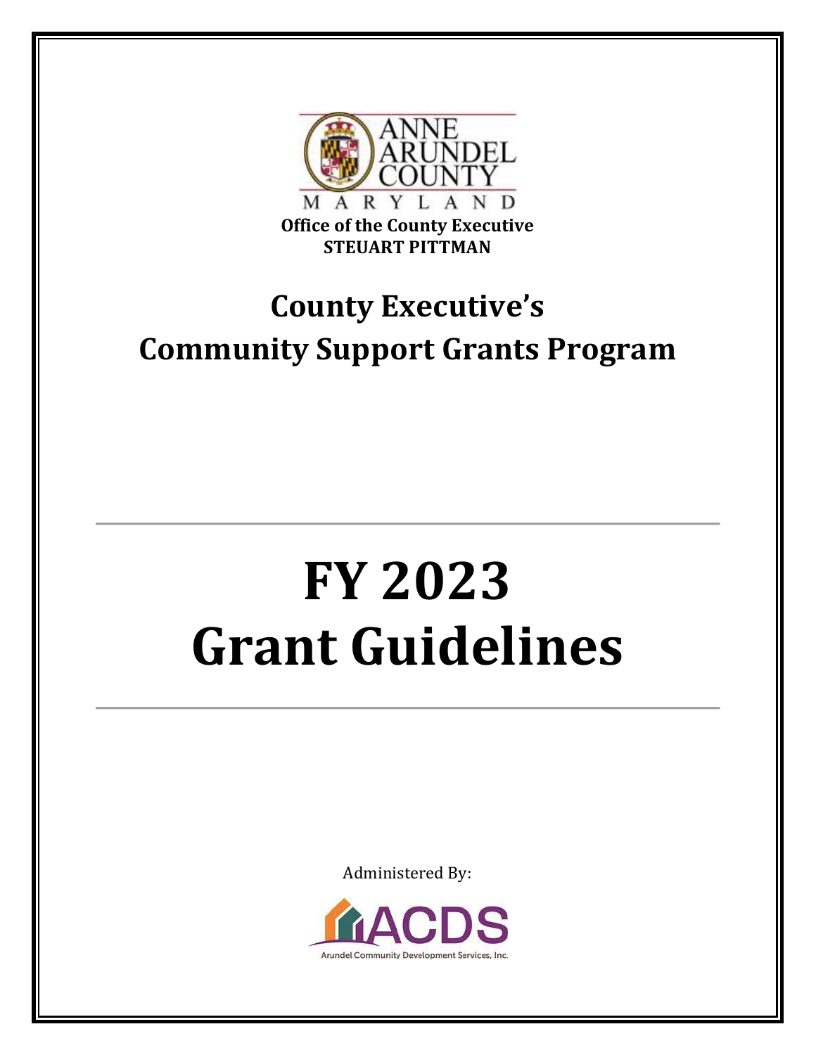ANNE ARUNDEL COUNTY

MARYLAND

**Office of the County Executive**
**STEUART PITTMAN**

# County Executive's Community Support Grants Program

---

# FY 2023 Grant Guidelines

---

Administered By:

ACDS

Arundel Community Development Services, Inc.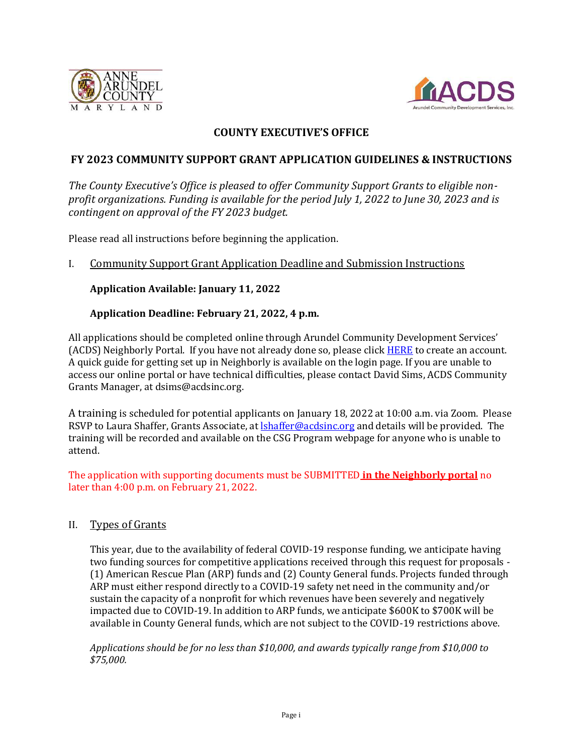## COUNTY EXECUTIVE'S OFFICE

## FY 2023 COMMUNITY SUPPORT GRANT APPLICATION GUIDELINES & INSTRUCTIONS

*The County Executive's Office is pleased to offer Community Support Grants to eligible non-profit organizations. Funding is available for the period July 1, 2022 to June 30, 2023 and is contingent on approval of the FY 2023 budget.*

Please read all instructions before beginning the application.

### I. Community Support Grant Application Deadline and Submission Instructions

**Application Available: January 11, 2022**

**Application Deadline: February 21, 2022, 4 p.m.**

All applications should be completed online through Arundel Community Development Services' (ACDS) Neighborly Portal. If you have not already done so, please click HERE to create an account. A quick guide for getting set up in Neighborly is available on the login page. If you are unable to access our online portal or have technical difficulties, please contact David Sims, ACDS Community Grants Manager, at dsims@acdsinc.org.

A training is scheduled for potential applicants on January 18, 2022 at 10:00 a.m. via Zoom. Please RSVP to Laura Shaffer, Grants Associate, at lshaffer@acdsinc.org and details will be provided. The training will be recorded and available on the CSG Program webpage for anyone who is unable to attend.

The application with supporting documents must be SUBMITTED **in the Neighborly portal** no later than 4:00 p.m. on February 21, 2022.

### II. Types of Grants

This year, due to the availability of federal COVID-19 response funding, we anticipate having two funding sources for competitive applications received through this request for proposals - (1) American Rescue Plan (ARP) funds and (2) County General funds. Projects funded through ARP must either respond directly to a COVID-19 safety net need in the community and/or sustain the capacity of a nonprofit for which revenues have been severely and negatively impacted due to COVID-19. In addition to ARP funds, we anticipate $600K to $700K will be available in County General funds, which are not subject to the COVID-19 restrictions above.

*Applications should be for no less than $10,000, and awards typically range from $10,000 to $75,000.*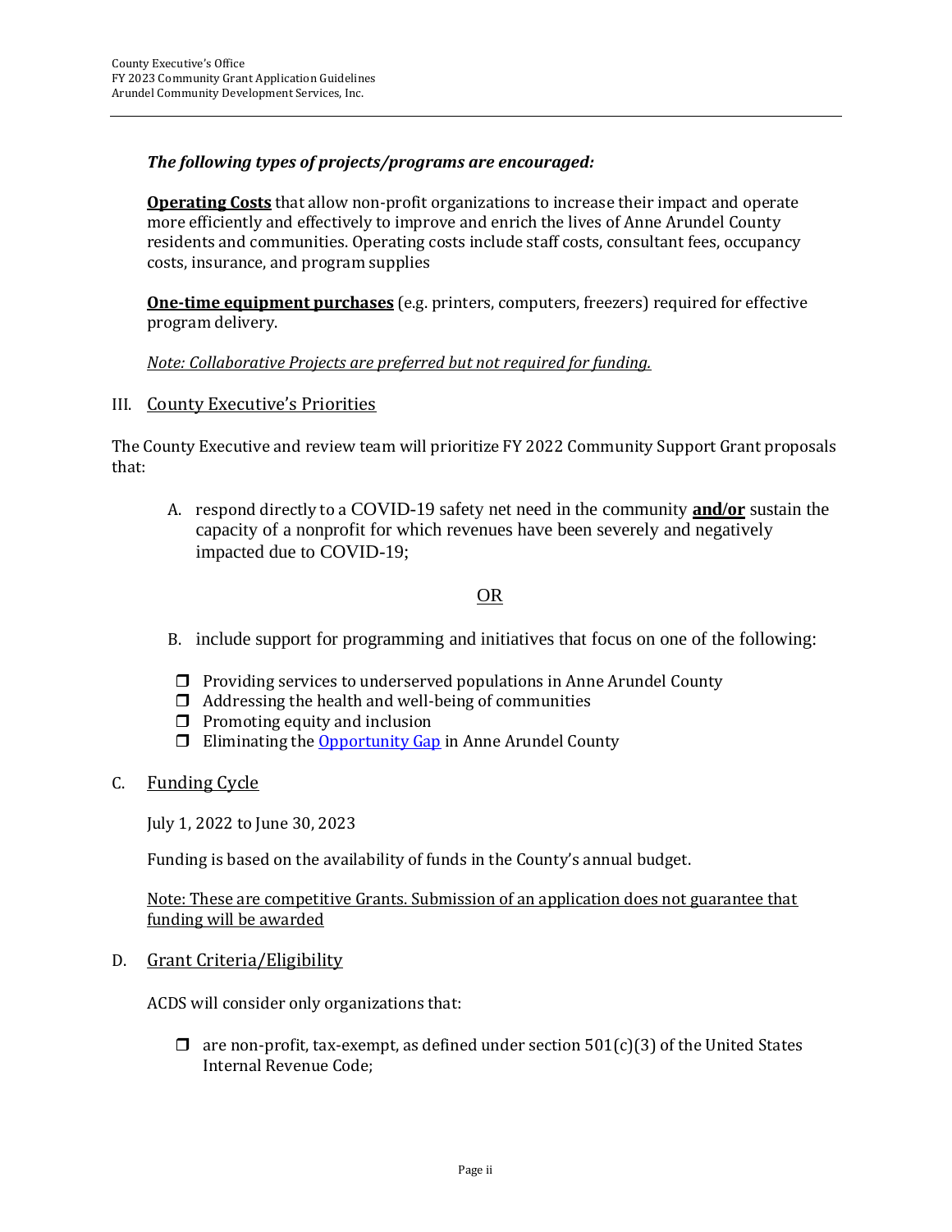***The following types of projects/programs are encouraged:***

**Operating Costs** that allow non-profit organizations to increase their impact and operate more efficiently and effectively to improve and enrich the lives of Anne Arundel County residents and communities. Operating costs include staff costs, consultant fees, occupancy costs, insurance, and program supplies

**One-time equipment purchases** (e.g. printers, computers, freezers) required for effective program delivery.

*Note: Collaborative Projects are preferred but not required for funding.*

## III. County Executive's Priorities

The County Executive and review team will prioritize FY 2022 Community Support Grant proposals that:

A. respond directly to a COVID-19 safety net need in the community **and/or** sustain the capacity of a nonprofit for which revenues have been severely and negatively impacted due to COVID-19;

OR

B. include support for programming and initiatives that focus on one of the following:

- ❒ Providing services to underserved populations in Anne Arundel County
- ❒ Addressing the health and well-being of communities
- ❒ Promoting equity and inclusion
- ❒ Eliminating the Opportunity Gap in Anne Arundel County

## C. Funding Cycle

July 1, 2022 to June 30, 2023

Funding is based on the availability of funds in the County's annual budget.

Note: These are competitive Grants. Submission of an application does not guarantee that funding will be awarded

## D. Grant Criteria/Eligibility

ACDS will consider only organizations that:

- ❒ are non-profit, tax-exempt, as defined under section 501(c)(3) of the United States Internal Revenue Code;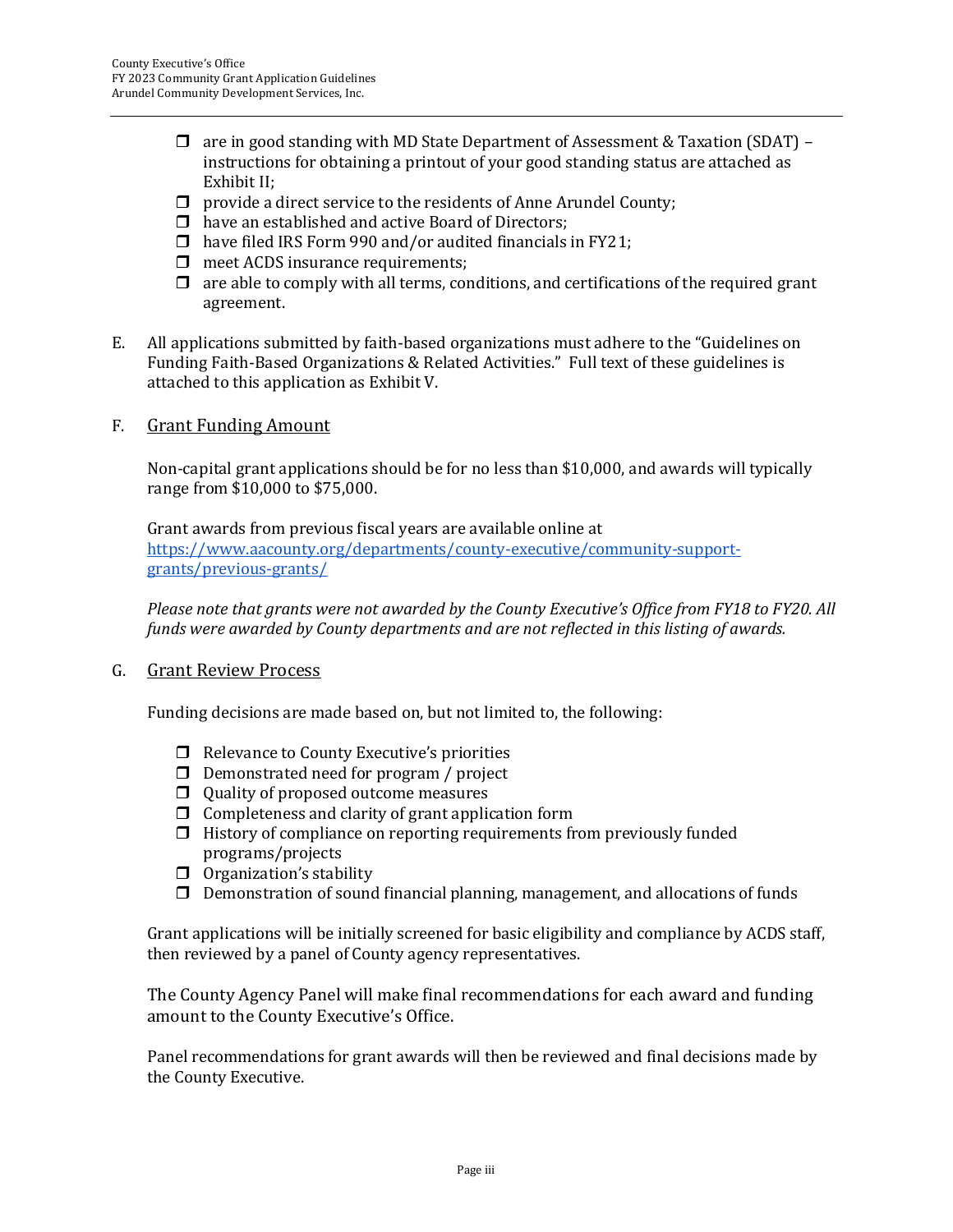- ☐ are in good standing with MD State Department of Assessment & Taxation (SDAT) – instructions for obtaining a printout of your good standing status are attached as Exhibit II;
- ☐ provide a direct service to the residents of Anne Arundel County;
- ☐ have an established and active Board of Directors;
- ☐ have filed IRS Form 990 and/or audited financials in FY21;
- ☐ meet ACDS insurance requirements;
- ☐ are able to comply with all terms, conditions, and certifications of the required grant agreement.

E. All applications submitted by faith-based organizations must adhere to the "Guidelines on Funding Faith-Based Organizations & Related Activities." Full text of these guidelines is attached to this application as Exhibit V.

F. <u>Grant Funding Amount</u>

Non-capital grant applications should be for no less than $10,000, and awards will typically range from $10,000 to $75,000.

Grant awards from previous fiscal years are available online at https://www.aacounty.org/departments/county-executive/community-support-grants/previous-grants/

*Please note that grants were not awarded by the County Executive's Office from FY18 to FY20. All funds were awarded by County departments and are not reflected in this listing of awards.*

G. <u>Grant Review Process</u>

Funding decisions are made based on, but not limited to, the following:

- ☐ Relevance to County Executive's priorities
- ☐ Demonstrated need for program / project
- ☐ Quality of proposed outcome measures
- ☐ Completeness and clarity of grant application form
- ☐ History of compliance on reporting requirements from previously funded programs/projects
- ☐ Organization's stability
- ☐ Demonstration of sound financial planning, management, and allocations of funds

Grant applications will be initially screened for basic eligibility and compliance by ACDS staff, then reviewed by a panel of County agency representatives.

The County Agency Panel will make final recommendations for each award and funding amount to the County Executive's Office.

Panel recommendations for grant awards will then be reviewed and final decisions made by the County Executive.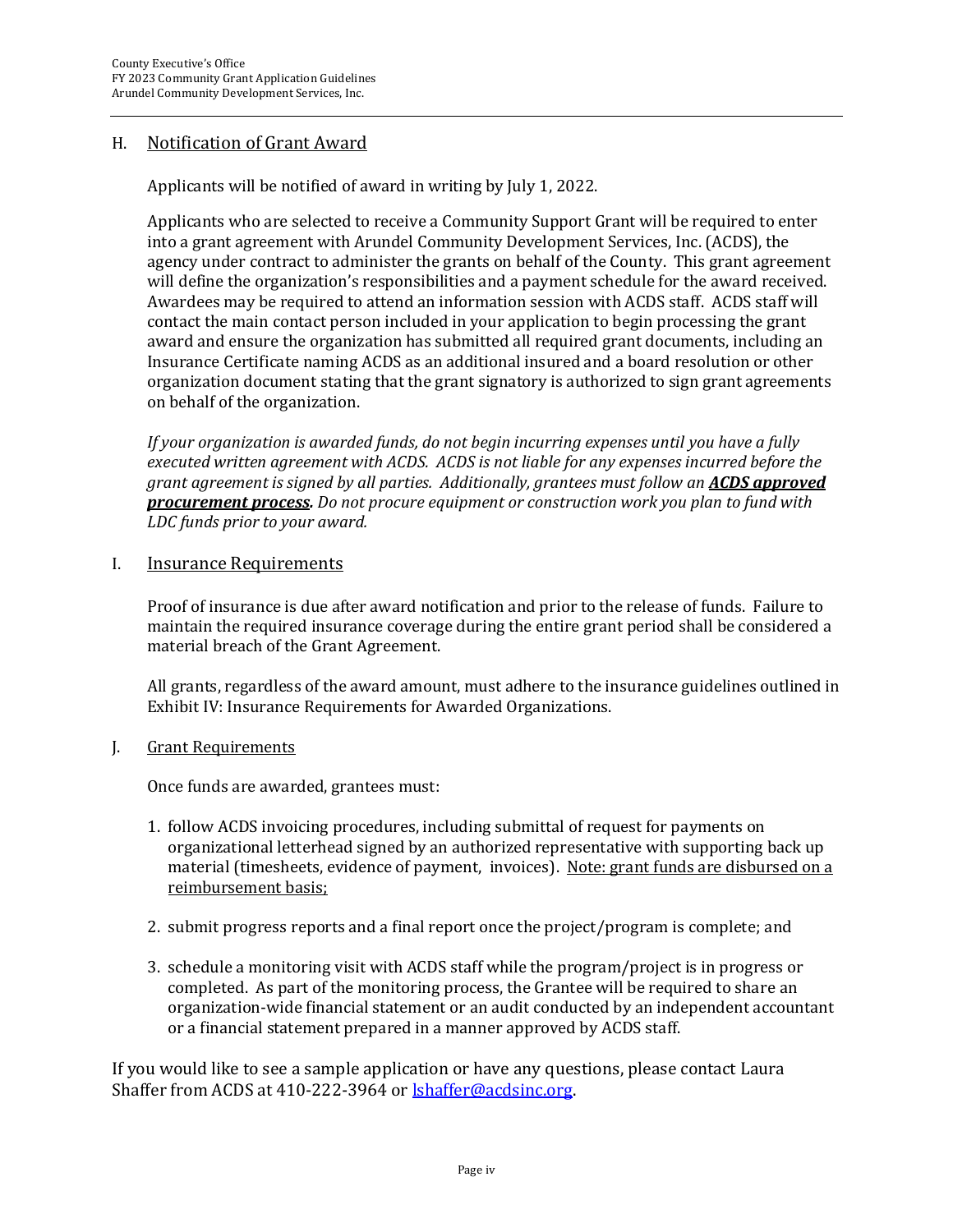## H. Notification of Grant Award

Applicants will be notified of award in writing by July 1, 2022.

Applicants who are selected to receive a Community Support Grant will be required to enter into a grant agreement with Arundel Community Development Services, Inc. (ACDS), the agency under contract to administer the grants on behalf of the County. This grant agreement will define the organization's responsibilities and a payment schedule for the award received. Awardees may be required to attend an information session with ACDS staff. ACDS staff will contact the main contact person included in your application to begin processing the grant award and ensure the organization has submitted all required grant documents, including an Insurance Certificate naming ACDS as an additional insured and a board resolution or other organization document stating that the grant signatory is authorized to sign grant agreements on behalf of the organization.

*If your organization is awarded funds, do not begin incurring expenses until you have a fully executed written agreement with ACDS. ACDS is not liable for any expenses incurred before the grant agreement is signed by all parties. Additionally, grantees must follow an **ACDS approved procurement process**. Do not procure equipment or construction work you plan to fund with LDC funds prior to your award.*

## I. Insurance Requirements

Proof of insurance is due after award notification and prior to the release of funds. Failure to maintain the required insurance coverage during the entire grant period shall be considered a material breach of the Grant Agreement.

All grants, regardless of the award amount, must adhere to the insurance guidelines outlined in Exhibit IV: Insurance Requirements for Awarded Organizations.

## J. Grant Requirements

Once funds are awarded, grantees must:

1. follow ACDS invoicing procedures, including submittal of request for payments on organizational letterhead signed by an authorized representative with supporting back up material (timesheets, evidence of payment, invoices). Note: grant funds are disbursed on a reimbursement basis;

2. submit progress reports and a final report once the project/program is complete; and

3. schedule a monitoring visit with ACDS staff while the program/project is in progress or completed. As part of the monitoring process, the Grantee will be required to share an organization-wide financial statement or an audit conducted by an independent accountant or a financial statement prepared in a manner approved by ACDS staff.

If you would like to see a sample application or have any questions, please contact Laura Shaffer from ACDS at 410-222-3964 or lshaffer@acdsinc.org.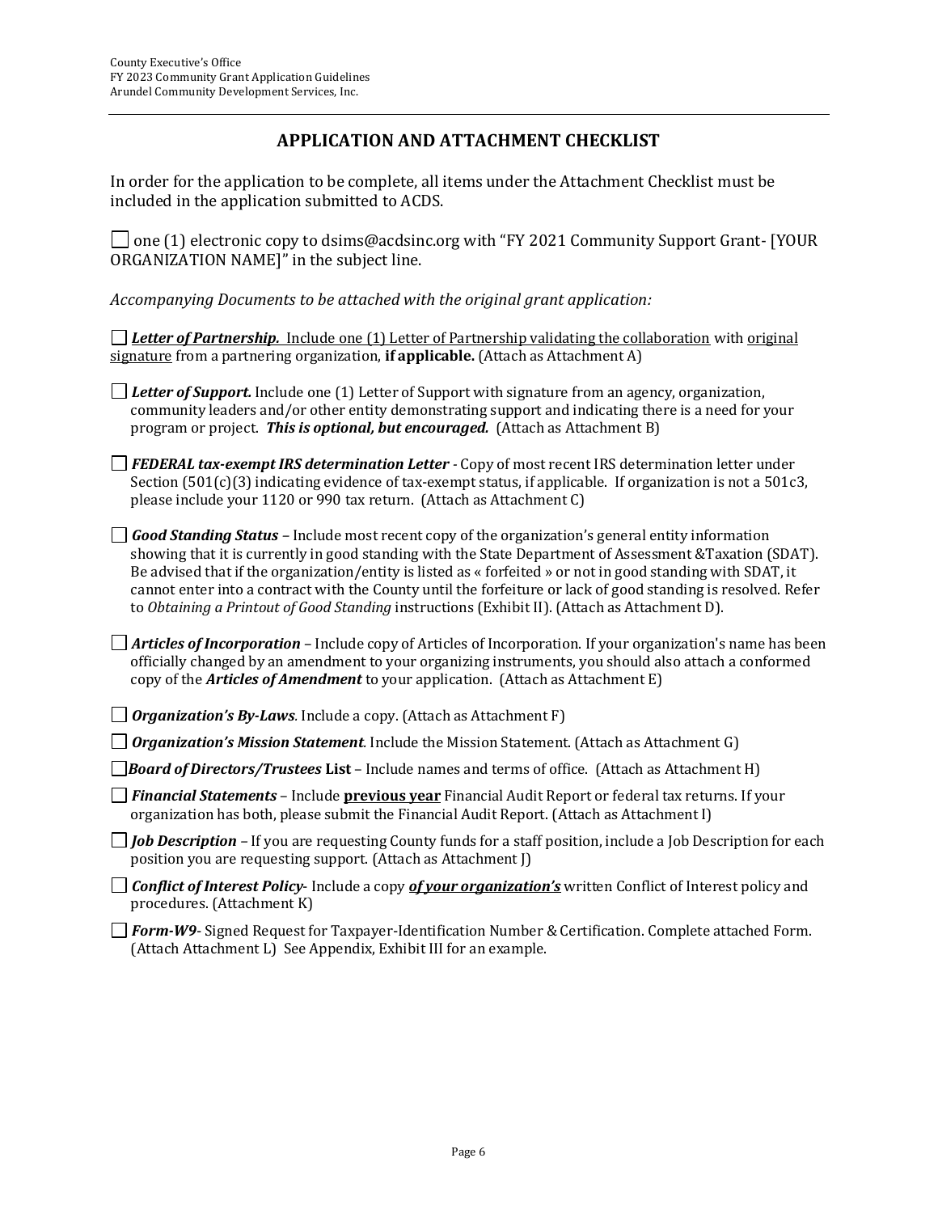## APPLICATION AND ATTACHMENT CHECKLIST

In order for the application to be complete, all items under the Attachment Checklist must be included in the application submitted to ACDS.

☐ one (1) electronic copy to dsims@acdsinc.org with "FY 2021 Community Support Grant- [YOUR ORGANIZATION NAME]" in the subject line.

*Accompanying Documents to be attached with the original grant application:*

☐ ***Letter of Partnership.*** Include one (1) Letter of Partnership validating the collaboration with original signature from a partnering organization, **if applicable.** (Attach as Attachment A)

☐ ***Letter of Support.*** Include one (1) Letter of Support with signature from an agency, organization, community leaders and/or other entity demonstrating support and indicating there is a need for your program or project. ***This is optional, but encouraged.*** (Attach as Attachment B)

☐ ***FEDERAL tax-exempt IRS determination Letter*** - Copy of most recent IRS determination letter under Section (501(c)(3) indicating evidence of tax-exempt status, if applicable. If organization is not a 501c3, please include your 1120 or 990 tax return. (Attach as Attachment C)

☐ ***Good Standing Status*** – Include most recent copy of the organization's general entity information showing that it is currently in good standing with the State Department of Assessment &Taxation (SDAT). Be advised that if the organization/entity is listed as « forfeited » or not in good standing with SDAT, it cannot enter into a contract with the County until the forfeiture or lack of good standing is resolved. Refer to *Obtaining a Printout of Good Standing* instructions (Exhibit II). (Attach as Attachment D).

☐ ***Articles of Incorporation*** – Include copy of Articles of Incorporation. If your organization's name has been officially changed by an amendment to your organizing instruments, you should also attach a conformed copy of the ***Articles of Amendment*** to your application. (Attach as Attachment E)

☐ ***Organization's By-Laws***. Include a copy. (Attach as Attachment F)

☐ ***Organization's Mission Statement***. Include the Mission Statement. (Attach as Attachment G)

☐ ***Board of Directors/Trustees* List** – Include names and terms of office. (Attach as Attachment H)

☐ ***Financial Statements*** – Include **previous year** Financial Audit Report or federal tax returns. If your organization has both, please submit the Financial Audit Report. (Attach as Attachment I)

☐ ***Job Description*** – If you are requesting County funds for a staff position, include a Job Description for each position you are requesting support. (Attach as Attachment J)

☐ ***Conflict of Interest Policy***- Include a copy ***of your organization's*** written Conflict of Interest policy and procedures. (Attachment K)

☐ ***Form-W9***- Signed Request for Taxpayer-Identification Number & Certification. Complete attached Form. (Attach Attachment L) See Appendix, Exhibit III for an example.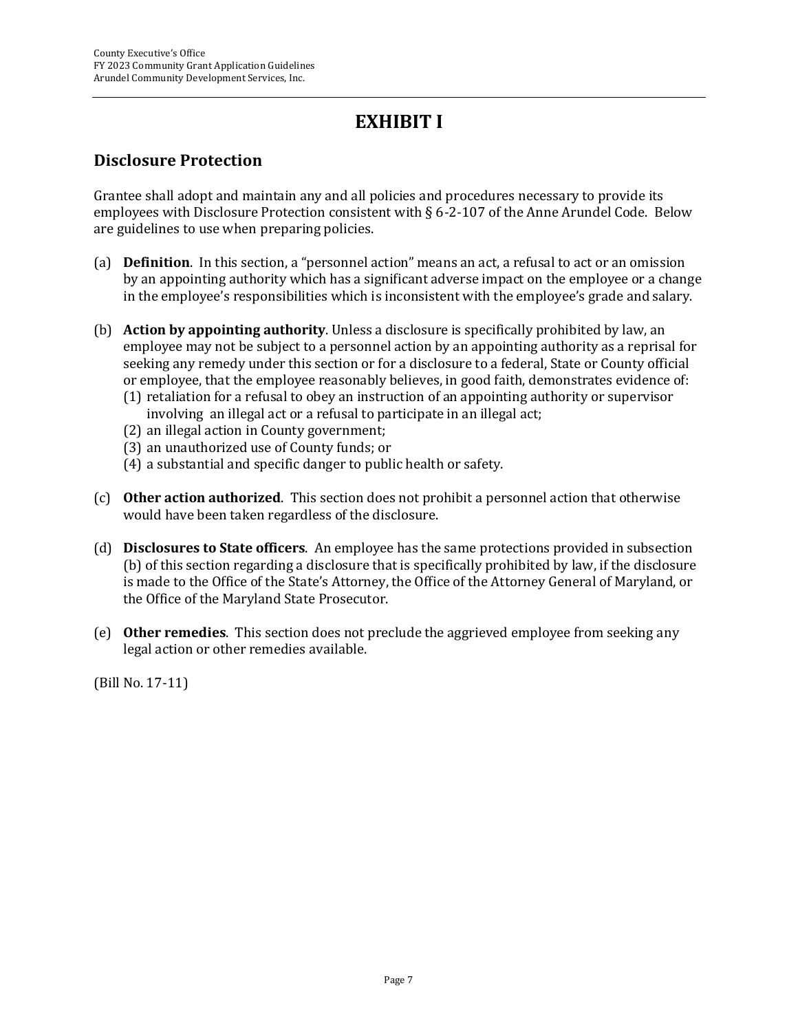# EXHIBIT I

## Disclosure Protection

Grantee shall adopt and maintain any and all policies and procedures necessary to provide its employees with Disclosure Protection consistent with § 6-2-107 of the Anne Arundel Code. Below are guidelines to use when preparing policies.

(a) **Definition**. In this section, a "personnel action" means an act, a refusal to act or an omission by an appointing authority which has a significant adverse impact on the employee or a change in the employee's responsibilities which is inconsistent with the employee's grade and salary.

(b) **Action by appointing authority**. Unless a disclosure is specifically prohibited by law, an employee may not be subject to a personnel action by an appointing authority as a reprisal for seeking any remedy under this section or for a disclosure to a federal, State or County official or employee, that the employee reasonably believes, in good faith, demonstrates evidence of:
   (1) retaliation for a refusal to obey an instruction of an appointing authority or supervisor involving an illegal act or a refusal to participate in an illegal act;
   (2) an illegal action in County government;
   (3) an unauthorized use of County funds; or
   (4) a substantial and specific danger to public health or safety.

(c) **Other action authorized**. This section does not prohibit a personnel action that otherwise would have been taken regardless of the disclosure.

(d) **Disclosures to State officers**. An employee has the same protections provided in subsection (b) of this section regarding a disclosure that is specifically prohibited by law, if the disclosure is made to the Office of the State's Attorney, the Office of the Attorney General of Maryland, or the Office of the Maryland State Prosecutor.

(e) **Other remedies**. This section does not preclude the aggrieved employee from seeking any legal action or other remedies available.

(Bill No. 17-11)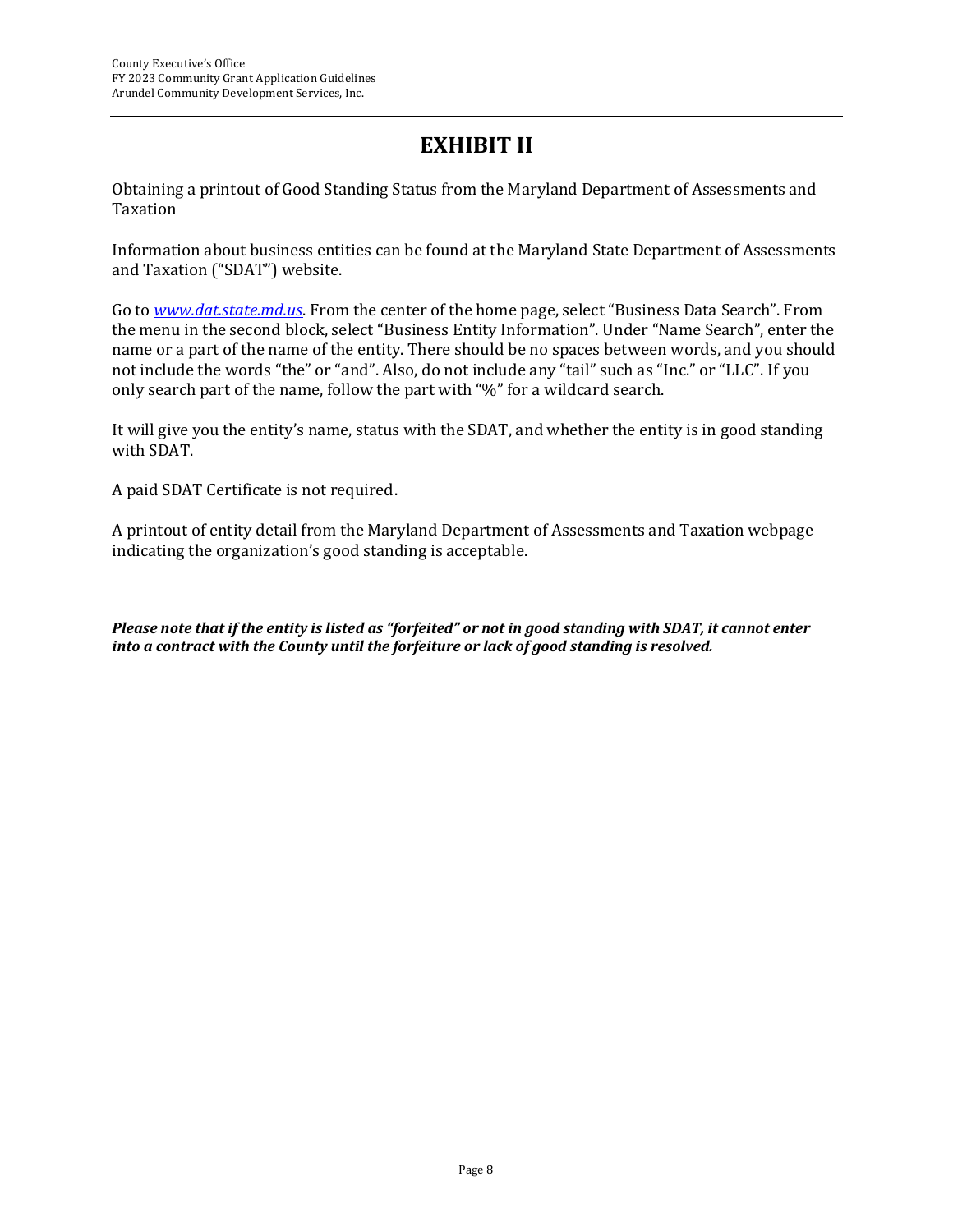# EXHIBIT II

Obtaining a printout of Good Standing Status from the Maryland Department of Assessments and Taxation

Information about business entities can be found at the Maryland State Department of Assessments and Taxation ("SDAT") website.

Go to *www.dat.state.md.us*. From the center of the home page, select "Business Data Search". From the menu in the second block, select "Business Entity Information". Under "Name Search", enter the name or a part of the name of the entity. There should be no spaces between words, and you should not include the words "the" or "and". Also, do not include any "tail" such as "Inc." or "LLC". If you only search part of the name, follow the part with "%" for a wildcard search.

It will give you the entity's name, status with the SDAT, and whether the entity is in good standing with SDAT.

A paid SDAT Certificate is not required.

A printout of entity detail from the Maryland Department of Assessments and Taxation webpage indicating the organization's good standing is acceptable.

***Please note that if the entity is listed as "forfeited" or not in good standing with SDAT, it cannot enter into a contract with the County until the forfeiture or lack of good standing is resolved.***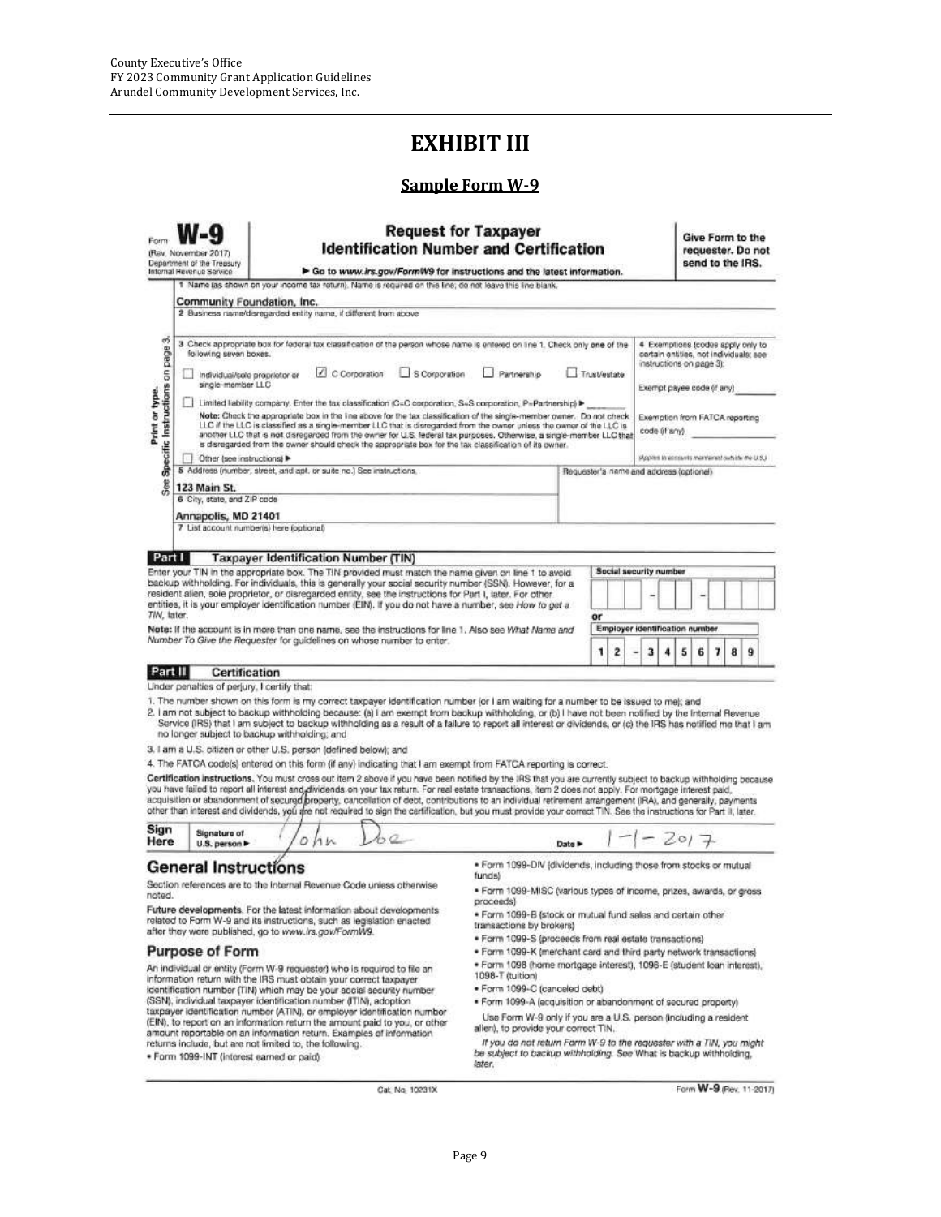# EXHIBIT III

## Sample Form W-9

Form **W-9**
(Rev. November 2017)
Department of the Treasury
Internal Revenue Service

**Request for Taxpayer Identification Number and Certification**

▶ Go to www.irs.gov/FormW9 for instructions and the latest information.

**Give Form to the requester. Do not send to the IRS.**

1 Name (as shown on your income tax return). Name is required on this line; do not leave this line blank.

Community Foundation, Inc.

2 Business name/disregarded entity name, if different from above

3 Check appropriate box for federal tax classification of the person whose name is entered on line 1. Check only **one** of the following seven boxes.

☐ Individual/sole proprietor or single-member LLC ☑ C Corporation ☐ S Corporation ☐ Partnership ☐ Trust/estate

☐ Limited liability company. Enter the tax classification (C=C corporation, S=S corporation, P=Partnership) ▶ ____

**Note:** Check the appropriate box in the line above for the tax classification of the single-member owner. Do not check LLC if the LLC is classified as a single-member LLC that is disregarded from the owner unless the owner of the LLC is another LLC that is **not** disregarded from the owner for U.S. federal tax purposes. Otherwise, a single-member LLC that is disregarded from the owner should check the appropriate box for the tax classification of its owner.

☐ Other (see instructions) ▶

4 Exemptions (codes apply only to certain entities, not individuals; see instructions on page 3):

Exempt payee code (if any) ________

Exemption from FATCA reporting code (if any) ________

(Applies to accounts maintained outside the U.S.)

5 Address (number, street, and apt. or suite no.) See instructions.

123 Main St.

Requester's name and address (optional)

6 City, state, and ZIP code

Annapolis, MD 21401

7 List account number(s) here (optional)

Print or type. See **Specific Instructions** on page 3.

### Part I Taxpayer Identification Number (TIN)

Enter your TIN in the appropriate box. The TIN provided must match the name given on line 1 to avoid backup withholding. For individuals, this is generally your social security number (SSN). However, for a resident alien, sole proprietor, or disregarded entity, see the instructions for Part I, later. For other entities, it is your employer identification number (EIN). If you do not have a number, see *How to get a TIN*, later.

**Note:** If the account is in more than one name, see the instructions for line 1. Also see *What Name and Number To Give the Requester* for guidelines on whose number to enter.

Social security number: ___ – __ – ____

or

Employer identification number: 12 – 3456789

### Part II Certification

Under penalties of perjury, I certify that:

1. The number shown on this form is my correct taxpayer identification number (or I am waiting for a number to be issued to me); and
2. I am not subject to backup withholding because: (a) I am exempt from backup withholding, or (b) I have not been notified by the Internal Revenue Service (IRS) that I am subject to backup withholding as a result of a failure to report all interest or dividends, or (c) the IRS has notified me that I am no longer subject to backup withholding; and
3. I am a U.S. citizen or other U.S. person (defined below); and
4. The FATCA code(s) entered on this form (if any) indicating that I am exempt from FATCA reporting is correct.

**Certification instructions.** You must cross out item 2 above if you have been notified by the IRS that you are currently subject to backup withholding because you have failed to report all interest and dividends on your tax return. For real estate transactions, item 2 does not apply. For mortgage interest paid, acquisition or abandonment of secured property, cancellation of debt, contributions to an individual retirement arrangement (IRA), and generally, payments other than interest and dividends, you are not required to sign the certification, but you must provide your correct TIN. See the instructions for Part II, later.

**Sign Here** Signature of U.S. person ▶ John Doe  Date ▶ 1-1-2017

## General Instructions

Section references are to the Internal Revenue Code unless otherwise noted.

**Future developments.** For the latest information about developments related to Form W-9 and its instructions, such as legislation enacted after they were published, go to www.irs.gov/FormW9.

## Purpose of Form

An individual or entity (Form W-9 requester) who is required to file an information return with the IRS must obtain your correct taxpayer identification number (TIN) which may be your social security number (SSN), individual taxpayer identification number (ITIN), adoption taxpayer identification number (ATIN), or employer identification number (EIN), to report on an information return the amount paid to you, or other amount reportable on an information return. Examples of information returns include, but are not limited to, the following.

- Form 1099-INT (interest earned or paid)
- Form 1099-DIV (dividends, including those from stocks or mutual funds)
- Form 1099-MISC (various types of income, prizes, awards, or gross proceeds)
- Form 1099-B (stock or mutual fund sales and certain other transactions by brokers)
- Form 1099-S (proceeds from real estate transactions)
- Form 1099-K (merchant card and third party network transactions)
- Form 1098 (home mortgage interest), 1098-E (student loan interest), 1098-T (tuition)
- Form 1099-C (canceled debt)
- Form 1099-A (acquisition or abandonment of secured property)

Use Form W-9 only if you are a U.S. person (including a resident alien), to provide your correct TIN.

*If you do not return Form W-9 to the requester with a TIN, you might be subject to backup withholding. See* What is backup withholding, *later.*

Cat. No. 10231X  Form **W-9** (Rev. 11-2017)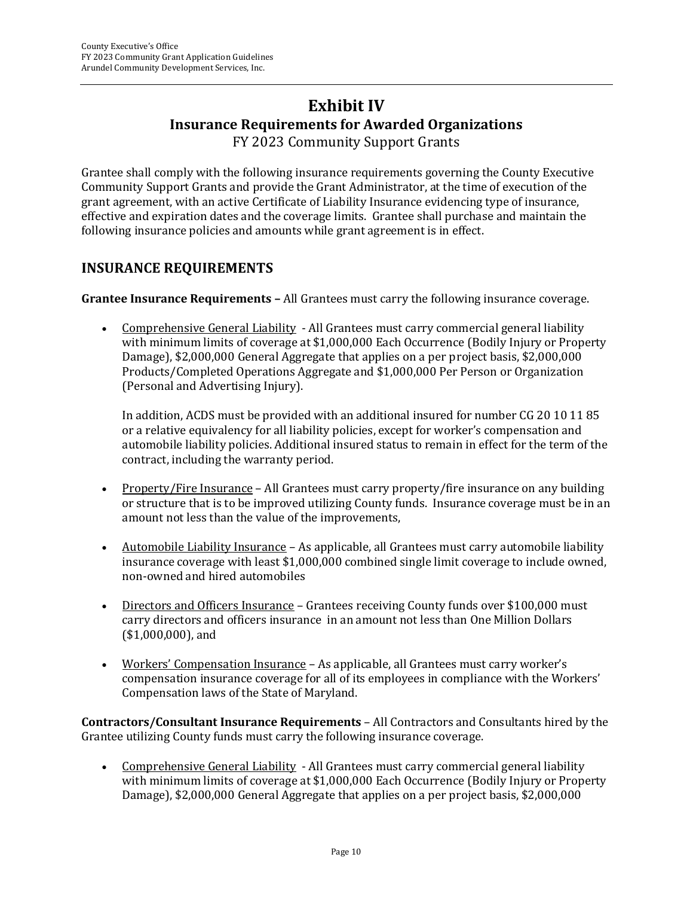# Exhibit IV

## Insurance Requirements for Awarded Organizations

FY 2023 Community Support Grants

Grantee shall comply with the following insurance requirements governing the County Executive Community Support Grants and provide the Grant Administrator, at the time of execution of the grant agreement, with an active Certificate of Liability Insurance evidencing type of insurance, effective and expiration dates and the coverage limits. Grantee shall purchase and maintain the following insurance policies and amounts while grant agreement is in effect.

## INSURANCE REQUIREMENTS

**Grantee Insurance Requirements –** All Grantees must carry the following insurance coverage.

- Comprehensive General Liability - All Grantees must carry commercial general liability with minimum limits of coverage at $1,000,000 Each Occurrence (Bodily Injury or Property Damage), $2,000,000 General Aggregate that applies on a per project basis, $2,000,000 Products/Completed Operations Aggregate and $1,000,000 Per Person or Organization (Personal and Advertising Injury).

  In addition, ACDS must be provided with an additional insured for number CG 20 10 11 85 or a relative equivalency for all liability policies, except for worker's compensation and automobile liability policies. Additional insured status to remain in effect for the term of the contract, including the warranty period.

- Property/Fire Insurance – All Grantees must carry property/fire insurance on any building or structure that is to be improved utilizing County funds. Insurance coverage must be in an amount not less than the value of the improvements,

- Automobile Liability Insurance – As applicable, all Grantees must carry automobile liability insurance coverage with least $1,000,000 combined single limit coverage to include owned, non-owned and hired automobiles

- Directors and Officers Insurance – Grantees receiving County funds over $100,000 must carry directors and officers insurance in an amount not less than One Million Dollars ($1,000,000), and

- Workers' Compensation Insurance – As applicable, all Grantees must carry worker's compensation insurance coverage for all of its employees in compliance with the Workers' Compensation laws of the State of Maryland.

**Contractors/Consultant Insurance Requirements** – All Contractors and Consultants hired by the Grantee utilizing County funds must carry the following insurance coverage.

- Comprehensive General Liability - All Grantees must carry commercial general liability with minimum limits of coverage at $1,000,000 Each Occurrence (Bodily Injury or Property Damage), $2,000,000 General Aggregate that applies on a per project basis, $2,000,000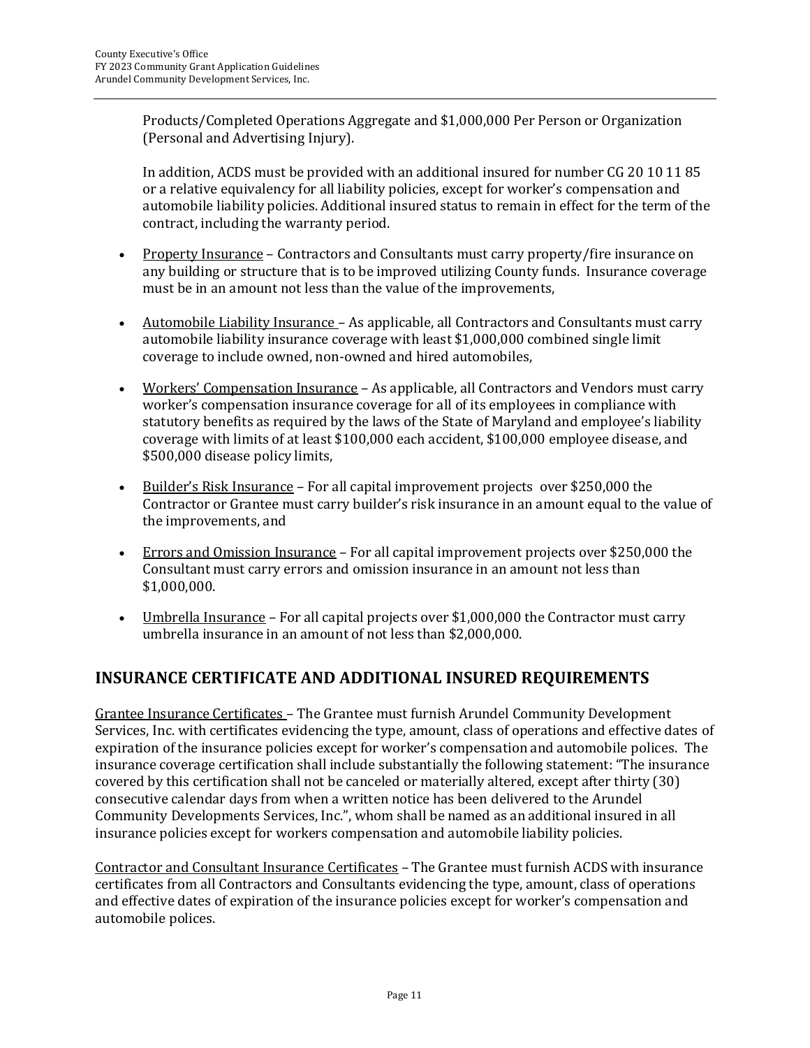Products/Completed Operations Aggregate and $1,000,000 Per Person or Organization (Personal and Advertising Injury).

In addition, ACDS must be provided with an additional insured for number CG 20 10 11 85 or a relative equivalency for all liability policies, except for worker's compensation and automobile liability policies. Additional insured status to remain in effect for the term of the contract, including the warranty period.

- Property Insurance – Contractors and Consultants must carry property/fire insurance on any building or structure that is to be improved utilizing County funds. Insurance coverage must be in an amount not less than the value of the improvements,

- Automobile Liability Insurance – As applicable, all Contractors and Consultants must carry automobile liability insurance coverage with least $1,000,000 combined single limit coverage to include owned, non-owned and hired automobiles,

- Workers' Compensation Insurance – As applicable, all Contractors and Vendors must carry worker's compensation insurance coverage for all of its employees in compliance with statutory benefits as required by the laws of the State of Maryland and employee's liability coverage with limits of at least $100,000 each accident, $100,000 employee disease, and $500,000 disease policy limits,

- Builder's Risk Insurance – For all capital improvement projects over $250,000 the Contractor or Grantee must carry builder's risk insurance in an amount equal to the value of the improvements, and

- Errors and Omission Insurance – For all capital improvement projects over $250,000 the Consultant must carry errors and omission insurance in an amount not less than $1,000,000.

- Umbrella Insurance – For all capital projects over $1,000,000 the Contractor must carry umbrella insurance in an amount of not less than $2,000,000.

## INSURANCE CERTIFICATE AND ADDITIONAL INSURED REQUIREMENTS

Grantee Insurance Certificates – The Grantee must furnish Arundel Community Development Services, Inc. with certificates evidencing the type, amount, class of operations and effective dates of expiration of the insurance policies except for worker's compensation and automobile polices. The insurance coverage certification shall include substantially the following statement: "The insurance covered by this certification shall not be canceled or materially altered, except after thirty (30) consecutive calendar days from when a written notice has been delivered to the Arundel Community Developments Services, Inc.", whom shall be named as an additional insured in all insurance policies except for workers compensation and automobile liability policies.

Contractor and Consultant Insurance Certificates – The Grantee must furnish ACDS with insurance certificates from all Contractors and Consultants evidencing the type, amount, class of operations and effective dates of expiration of the insurance policies except for worker's compensation and automobile polices.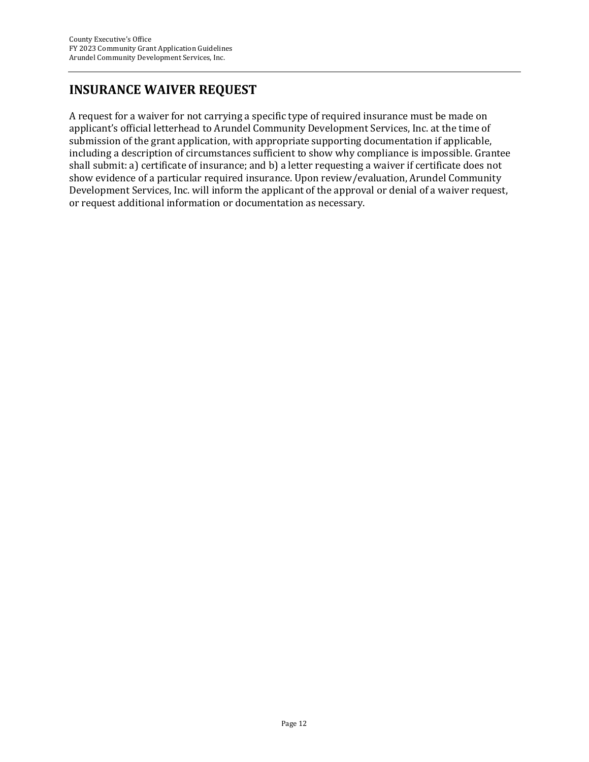## INSURANCE WAIVER REQUEST

A request for a waiver for not carrying a specific type of required insurance must be made on applicant's official letterhead to Arundel Community Development Services, Inc. at the time of submission of the grant application, with appropriate supporting documentation if applicable, including a description of circumstances sufficient to show why compliance is impossible. Grantee shall submit: a) certificate of insurance; and b) a letter requesting a waiver if certificate does not show evidence of a particular required insurance. Upon review/evaluation, Arundel Community Development Services, Inc. will inform the applicant of the approval or denial of a waiver request, or request additional information or documentation as necessary.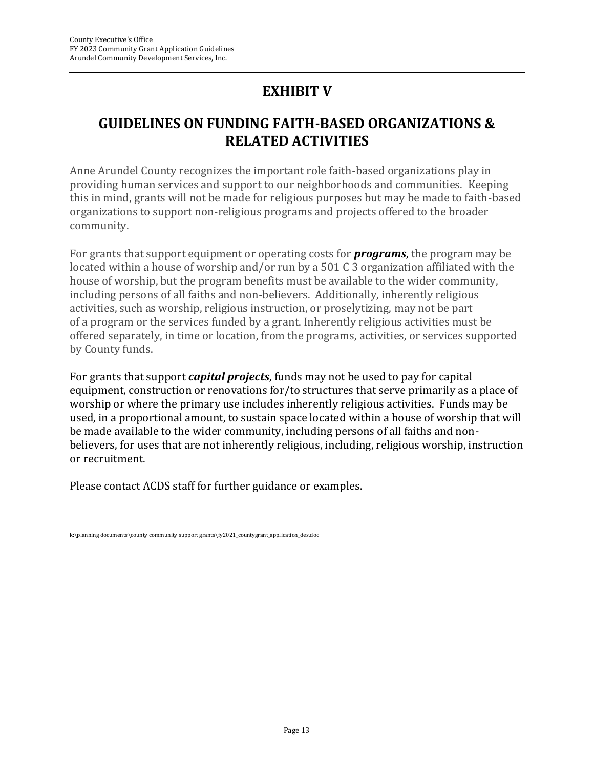# EXHIBIT V

# GUIDELINES ON FUNDING FAITH-BASED ORGANIZATIONS & RELATED ACTIVITIES

Anne Arundel County recognizes the important role faith-based organizations play in providing human services and support to our neighborhoods and communities. Keeping this in mind, grants will not be made for religious purposes but may be made to faith-based organizations to support non-religious programs and projects offered to the broader community.

For grants that support equipment or operating costs for ***programs***, the program may be located within a house of worship and/or run by a 501 C 3 organization affiliated with the house of worship, but the program benefits must be available to the wider community, including persons of all faiths and non-believers. Additionally, inherently religious activities, such as worship, religious instruction, or proselytizing, may not be part of a program or the services funded by a grant. Inherently religious activities must be offered separately, in time or location, from the programs, activities, or services supported by County funds.

For grants that support ***capital projects***, funds may not be used to pay for capital equipment, construction or renovations for/to structures that serve primarily as a place of worship or where the primary use includes inherently religious activities. Funds may be used, in a proportional amount, to sustain space located within a house of worship that will be made available to the wider community, including persons of all faiths and non-believers, for uses that are not inherently religious, including, religious worship, instruction or recruitment.

Please contact ACDS staff for further guidance or examples.

k:\planning documents\county community support grants\fy2021_countygrant_application_des.doc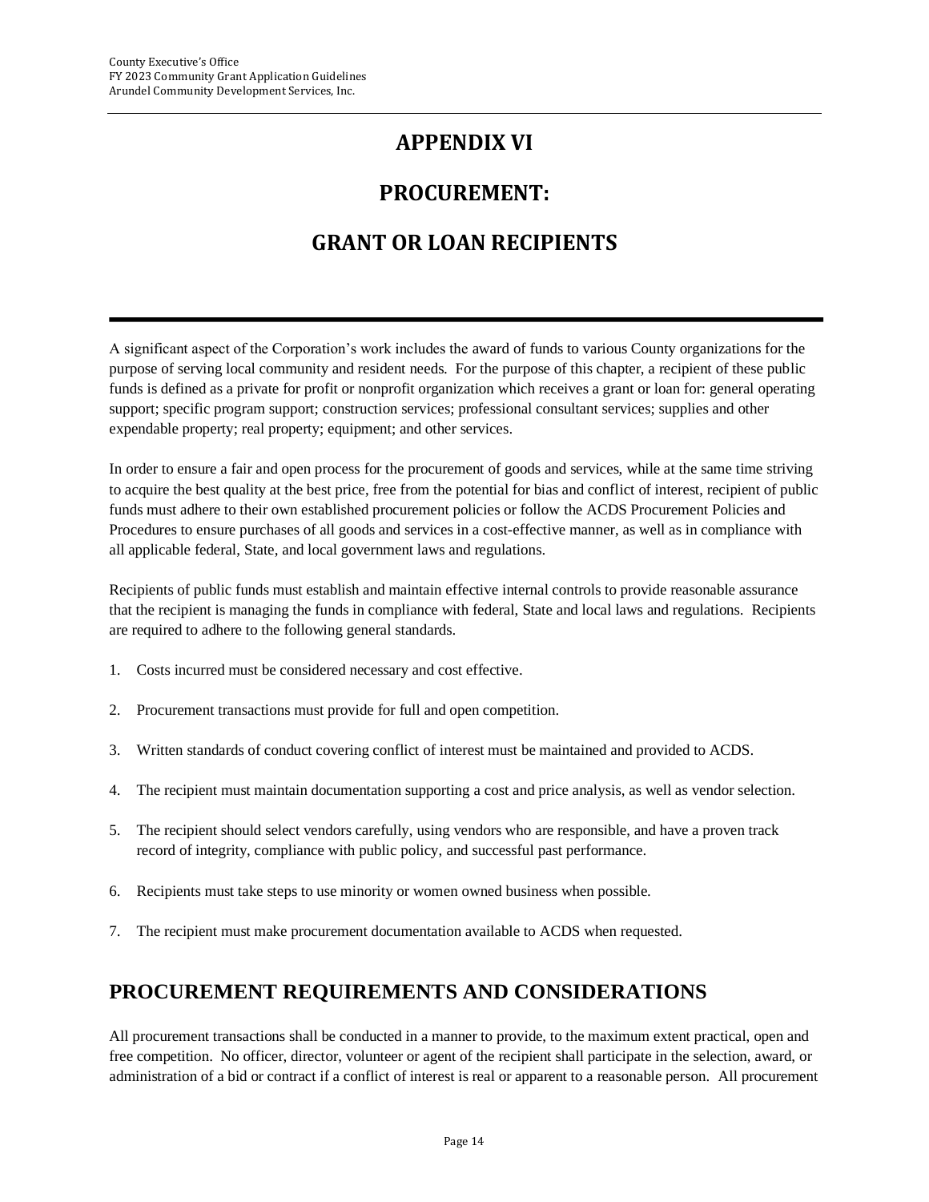# APPENDIX VI

# PROCUREMENT:

# GRANT OR LOAN RECIPIENTS

A significant aspect of the Corporation's work includes the award of funds to various County organizations for the purpose of serving local community and resident needs. For the purpose of this chapter, a recipient of these public funds is defined as a private for profit or nonprofit organization which receives a grant or loan for: general operating support; specific program support; construction services; professional consultant services; supplies and other expendable property; real property; equipment; and other services.

In order to ensure a fair and open process for the procurement of goods and services, while at the same time striving to acquire the best quality at the best price, free from the potential for bias and conflict of interest, recipient of public funds must adhere to their own established procurement policies or follow the ACDS Procurement Policies and Procedures to ensure purchases of all goods and services in a cost-effective manner, as well as in compliance with all applicable federal, State, and local government laws and regulations.

Recipients of public funds must establish and maintain effective internal controls to provide reasonable assurance that the recipient is managing the funds in compliance with federal, State and local laws and regulations. Recipients are required to adhere to the following general standards.

1. Costs incurred must be considered necessary and cost effective.
2. Procurement transactions must provide for full and open competition.
3. Written standards of conduct covering conflict of interest must be maintained and provided to ACDS.
4. The recipient must maintain documentation supporting a cost and price analysis, as well as vendor selection.
5. The recipient should select vendors carefully, using vendors who are responsible, and have a proven track record of integrity, compliance with public policy, and successful past performance.
6. Recipients must take steps to use minority or women owned business when possible.
7. The recipient must make procurement documentation available to ACDS when requested.

## PROCUREMENT REQUIREMENTS AND CONSIDERATIONS

All procurement transactions shall be conducted in a manner to provide, to the maximum extent practical, open and free competition. No officer, director, volunteer or agent of the recipient shall participate in the selection, award, or administration of a bid or contract if a conflict of interest is real or apparent to a reasonable person. All procurement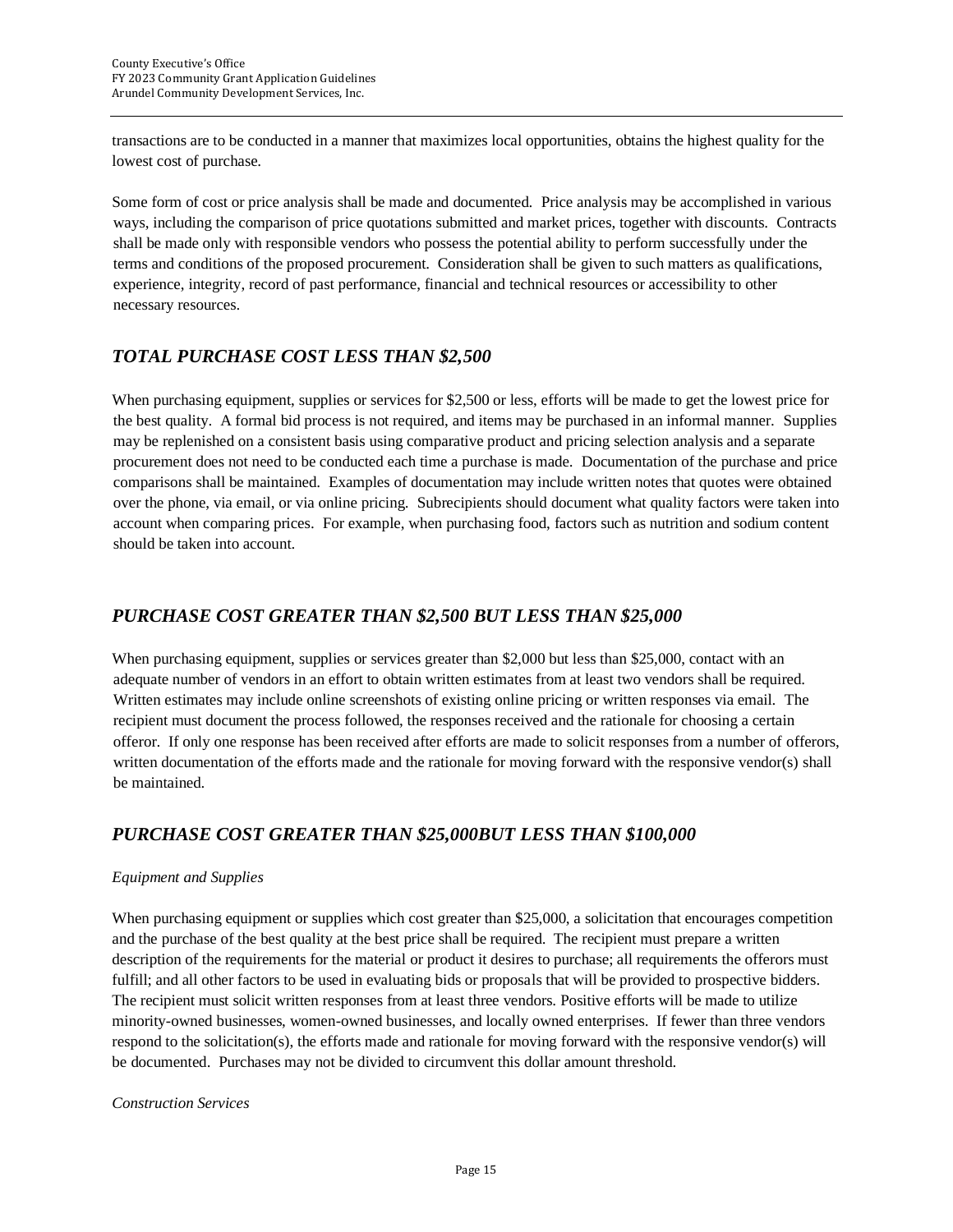transactions are to be conducted in a manner that maximizes local opportunities, obtains the highest quality for the lowest cost of purchase.

Some form of cost or price analysis shall be made and documented. Price analysis may be accomplished in various ways, including the comparison of price quotations submitted and market prices, together with discounts. Contracts shall be made only with responsible vendors who possess the potential ability to perform successfully under the terms and conditions of the proposed procurement. Consideration shall be given to such matters as qualifications, experience, integrity, record of past performance, financial and technical resources or accessibility to other necessary resources.

## *TOTAL PURCHASE COST LESS THAN $2,500*

When purchasing equipment, supplies or services for $2,500 or less, efforts will be made to get the lowest price for the best quality. A formal bid process is not required, and items may be purchased in an informal manner. Supplies may be replenished on a consistent basis using comparative product and pricing selection analysis and a separate procurement does not need to be conducted each time a purchase is made. Documentation of the purchase and price comparisons shall be maintained. Examples of documentation may include written notes that quotes were obtained over the phone, via email, or via online pricing. Subrecipients should document what quality factors were taken into account when comparing prices. For example, when purchasing food, factors such as nutrition and sodium content should be taken into account.

## *PURCHASE COST GREATER THAN $2,500 BUT LESS THAN $25,000*

When purchasing equipment, supplies or services greater than $2,000 but less than $25,000, contact with an adequate number of vendors in an effort to obtain written estimates from at least two vendors shall be required. Written estimates may include online screenshots of existing online pricing or written responses via email. The recipient must document the process followed, the responses received and the rationale for choosing a certain offeror. If only one response has been received after efforts are made to solicit responses from a number of offerors, written documentation of the efforts made and the rationale for moving forward with the responsive vendor(s) shall be maintained.

## *PURCHASE COST GREATER THAN $25,000BUT LESS THAN $100,000*

*Equipment and Supplies*

When purchasing equipment or supplies which cost greater than $25,000, a solicitation that encourages competition and the purchase of the best quality at the best price shall be required. The recipient must prepare a written description of the requirements for the material or product it desires to purchase; all requirements the offerors must fulfill; and all other factors to be used in evaluating bids or proposals that will be provided to prospective bidders. The recipient must solicit written responses from at least three vendors. Positive efforts will be made to utilize minority-owned businesses, women-owned businesses, and locally owned enterprises. If fewer than three vendors respond to the solicitation(s), the efforts made and rationale for moving forward with the responsive vendor(s) will be documented. Purchases may not be divided to circumvent this dollar amount threshold.

*Construction Services*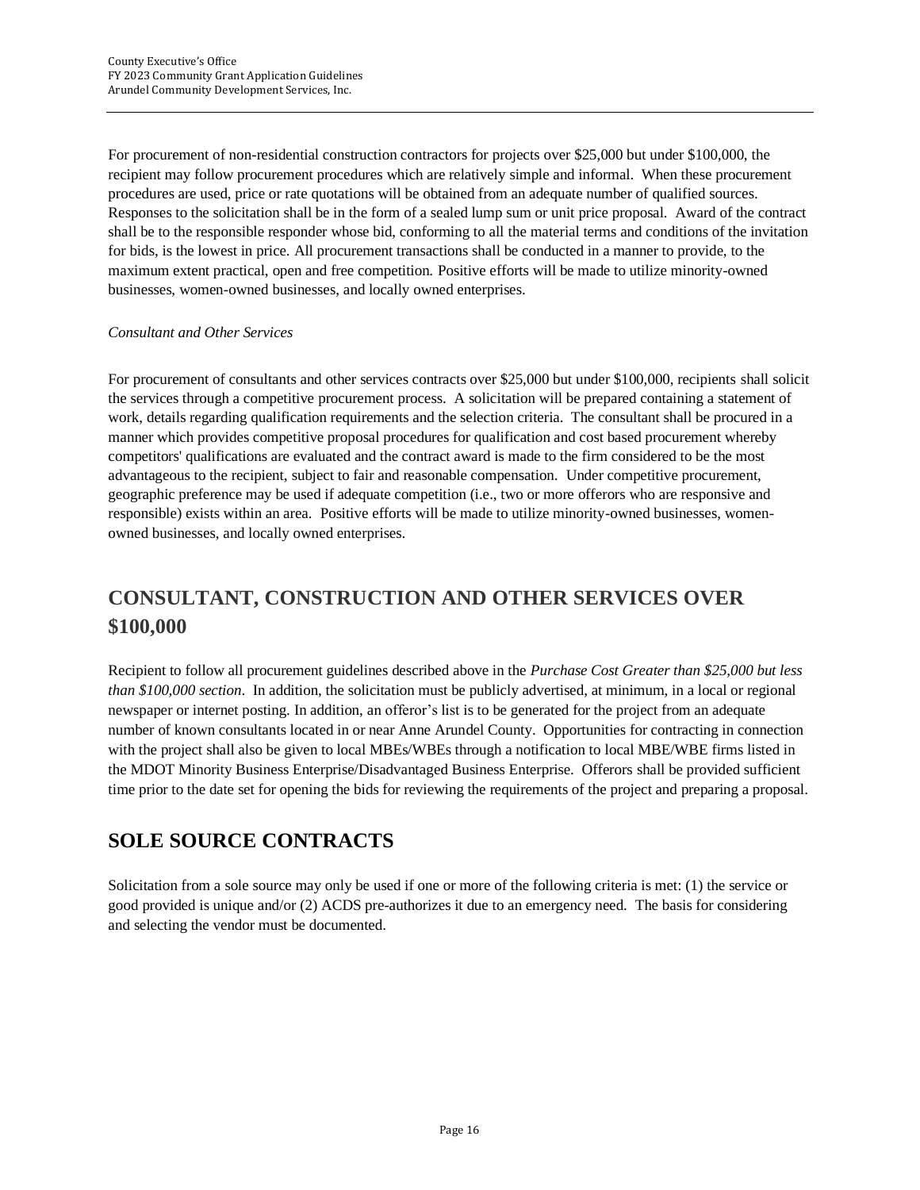For procurement of non-residential construction contractors for projects over $25,000 but under $100,000, the recipient may follow procurement procedures which are relatively simple and informal. When these procurement procedures are used, price or rate quotations will be obtained from an adequate number of qualified sources. Responses to the solicitation shall be in the form of a sealed lump sum or unit price proposal. Award of the contract shall be to the responsible responder whose bid, conforming to all the material terms and conditions of the invitation for bids, is the lowest in price. All procurement transactions shall be conducted in a manner to provide, to the maximum extent practical, open and free competition. Positive efforts will be made to utilize minority-owned businesses, women-owned businesses, and locally owned enterprises.

*Consultant and Other Services*

For procurement of consultants and other services contracts over $25,000 but under $100,000, recipients shall solicit the services through a competitive procurement process. A solicitation will be prepared containing a statement of work, details regarding qualification requirements and the selection criteria. The consultant shall be procured in a manner which provides competitive proposal procedures for qualification and cost based procurement whereby competitors' qualifications are evaluated and the contract award is made to the firm considered to be the most advantageous to the recipient, subject to fair and reasonable compensation. Under competitive procurement, geographic preference may be used if adequate competition (i.e., two or more offerors who are responsive and responsible) exists within an area. Positive efforts will be made to utilize minority-owned businesses, women-owned businesses, and locally owned enterprises.

## CONSULTANT, CONSTRUCTION AND OTHER SERVICES OVER $100,000

Recipient to follow all procurement guidelines described above in the *Purchase Cost Greater than $25,000 but less than $100,000 section*. In addition, the solicitation must be publicly advertised, at minimum, in a local or regional newspaper or internet posting. In addition, an offeror's list is to be generated for the project from an adequate number of known consultants located in or near Anne Arundel County. Opportunities for contracting in connection with the project shall also be given to local MBEs/WBEs through a notification to local MBE/WBE firms listed in the MDOT Minority Business Enterprise/Disadvantaged Business Enterprise. Offerors shall be provided sufficient time prior to the date set for opening the bids for reviewing the requirements of the project and preparing a proposal.

## SOLE SOURCE CONTRACTS

Solicitation from a sole source may only be used if one or more of the following criteria is met: (1) the service or good provided is unique and/or (2) ACDS pre-authorizes it due to an emergency need. The basis for considering and selecting the vendor must be documented.